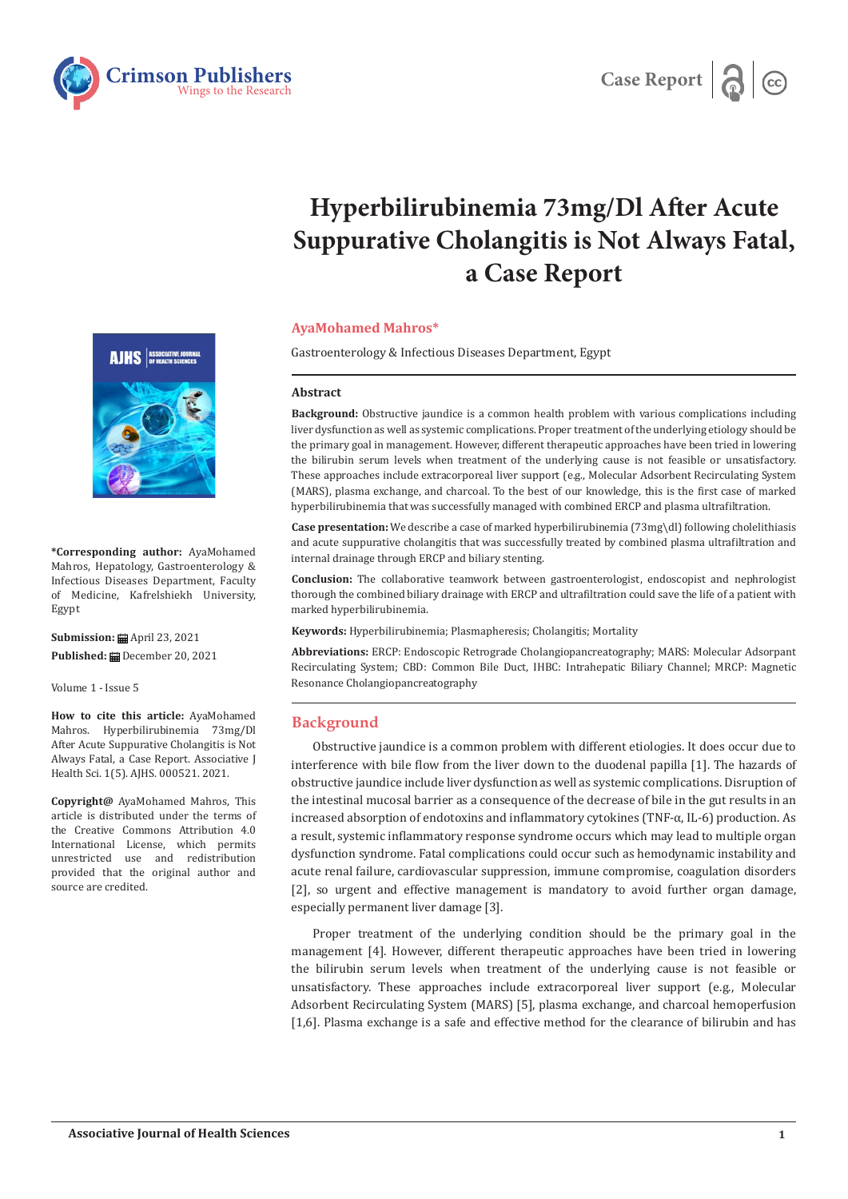Case Report

# Hyperbilirubinemia 73mg/Dl After Acute Suppurative Cholangitis is Not Always Fatal, a Case Report

**AyaMohamed Mahros***

Gastroenterology & Infectious Diseases Department, Egypt

**\*Corresponding author:** AyaMohamed Mahros, Hepatology, Gastroenterology & Infectious Diseases Department, Faculty of Medicine, Kafrelshiekh University, Egypt

**Submission:** April 23, 2021

**Published:** December 20, 2021

Volume 1 - Issue 5

**How to cite this article:** AyaMohamed Mahros. Hyperbilirubinemia 73mg/Dl After Acute Suppurative Cholangitis is Not Always Fatal, a Case Report. Associative J Health Sci. 1(5). AJHS. 000521. 2021.

**Copyright@** AyaMohamed Mahros, This article is distributed under the terms of the Creative Commons Attribution 4.0 International License, which permits unrestricted use and redistribution provided that the original author and source are credited.

## Abstract

**Background:** Obstructive jaundice is a common health problem with various complications including liver dysfunction as well as systemic complications. Proper treatment of the underlying etiology should be the primary goal in management. However, different therapeutic approaches have been tried in lowering the bilirubin serum levels when treatment of the underlying cause is not feasible or unsatisfactory. These approaches include extracorporeal liver support (e.g., Molecular Adsorbent Recirculating System (MARS), plasma exchange, and charcoal. To the best of our knowledge, this is the first case of marked hyperbilirubinemia that was successfully managed with combined ERCP and plasma ultrafiltration.

**Case presentation:** We describe a case of marked hyperbilirubinemia (73mg\dl) following cholelithiasis and acute suppurative cholangitis that was successfully treated by combined plasma ultrafiltration and internal drainage through ERCP and biliary stenting.

**Conclusion:** The collaborative teamwork between gastroenterologist, endoscopist and nephrologist thorough the combined biliary drainage with ERCP and ultrafiltration could save the life of a patient with marked hyperbilirubinemia.

**Keywords:** Hyperbilirubinemia; Plasmapheresis; Cholangitis; Mortality

**Abbreviations:** ERCP: Endoscopic Retrograde Cholangiopancreatography; MARS: Molecular Adsorpant Recirculating System; CBD: Common Bile Duct, IHBC: Intrahepatic Biliary Channel; MRCP: Magnetic Resonance Cholangiopancreatography

## Background

Obstructive jaundice is a common problem with different etiologies. It does occur due to interference with bile flow from the liver down to the duodenal papilla [1]. The hazards of obstructive jaundice include liver dysfunction as well as systemic complications. Disruption of the intestinal mucosal barrier as a consequence of the decrease of bile in the gut results in an increased absorption of endotoxins and inflammatory cytokines (TNF-α, IL-6) production. As a result, systemic inflammatory response syndrome occurs which may lead to multiple organ dysfunction syndrome. Fatal complications could occur such as hemodynamic instability and acute renal failure, cardiovascular suppression, immune compromise, coagulation disorders [2], so urgent and effective management is mandatory to avoid further organ damage, especially permanent liver damage [3].

Proper treatment of the underlying condition should be the primary goal in the management [4]. However, different therapeutic approaches have been tried in lowering the bilirubin serum levels when treatment of the underlying cause is not feasible or unsatisfactory. These approaches include extracorporeal liver support (e.g., Molecular Adsorbent Recirculating System (MARS) [5], plasma exchange, and charcoal hemoperfusion [1,6]. Plasma exchange is a safe and effective method for the clearance of bilirubin and has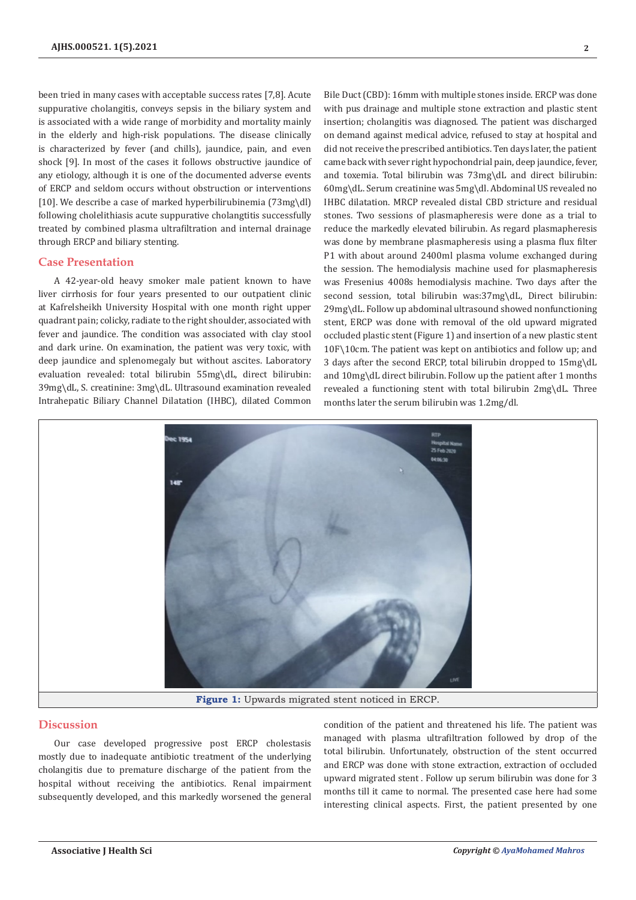been tried in many cases with acceptable success rates [7,8]. Acute suppurative cholangitis, conveys sepsis in the biliary system and is associated with a wide range of morbidity and mortality mainly in the elderly and high-risk populations. The disease clinically is characterized by fever (and chills), jaundice, pain, and even shock [9]. In most of the cases it follows obstructive jaundice of any etiology, although it is one of the documented adverse events of ERCP and seldom occurs without obstruction or interventions [10]. We describe a case of marked hyperbilirubinemia (73mg\dl) following cholelithiasis acute suppurative cholangitis successfully treated by combined plasma ultrafiltration and internal drainage through ERCP and biliary stenting.

## Case Presentation

A 42-year-old heavy smoker male patient known to have liver cirrhosis for four years presented to our outpatient clinic at Kafrelsheikh University Hospital with one month right upper quadrant pain; colicky, radiate to the right shoulder, associated with fever and jaundice. The condition was associated with clay stool and dark urine. On examination, the patient was very toxic, with deep jaundice and splenomegaly but without ascites. Laboratory evaluation revealed: total bilirubin 55mg\dL, direct bilirubin: 39mg\dL, S. creatinine: 3mg\dL. Ultrasound examination revealed Intrahepatic Biliary Channel Dilatation (IHBC), dilated Common Bile Duct (CBD): 16mm with multiple stones inside. ERCP was done with pus drainage and multiple stone extraction and plastic stent insertion; cholangitis was diagnosed. The patient was discharged on demand against medical advice, refused to stay at hospital and did not receive the prescribed antibiotics. Ten days later, the patient came back with sever right hypochondrial pain, deep jaundice, fever, and toxemia. Total bilirubin was 73mg\dL and direct bilirubin: 60mg\dL. Serum creatinine was 5mg\dl. Abdominal US revealed no IHBC dilatation. MRCP revealed distal CBD stricture and residual stones. Two sessions of plasmapheresis were done as a trial to reduce the markedly elevated bilirubin. As regard plasmapheresis was done by membrane plasmapheresis using a plasma flux filter P1 with about around 2400ml plasma volume exchanged during the session. The hemodialysis machine used for plasmapheresis was Fresenius 4008s hemodialysis machine. Two days after the second session, total bilirubin was:37mg\dL, Direct bilirubin: 29mg\dL. Follow up abdominal ultrasound showed nonfunctioning stent, ERCP was done with removal of the old upward migrated occluded plastic stent (Figure 1) and insertion of a new plastic stent 10F\10cm. The patient was kept on antibiotics and follow up; and 3 days after the second ERCP, total bilirubin dropped to 15mg\dL and 10mg\dL direct bilirubin. Follow up the patient after 1 months revealed a functioning stent with total bilirubin 2mg\dL. Three months later the serum bilirubin was 1.2mg/dl.

**Figure 1:** Upwards migrated stent noticed in ERCP.

## Discussion

Our case developed progressive post ERCP cholestasis mostly due to inadequate antibiotic treatment of the underlying cholangitis due to premature discharge of the patient from the hospital without receiving the antibiotics. Renal impairment subsequently developed, and this markedly worsened the general condition of the patient and threatened his life. The patient was managed with plasma ultrafiltration followed by drop of the total bilirubin. Unfortunately, obstruction of the stent occurred and ERCP was done with stone extraction, extraction of occluded upward migrated stent . Follow up serum bilirubin was done for 3 months till it came to normal. The presented case here had some interesting clinical aspects. First, the patient presented by one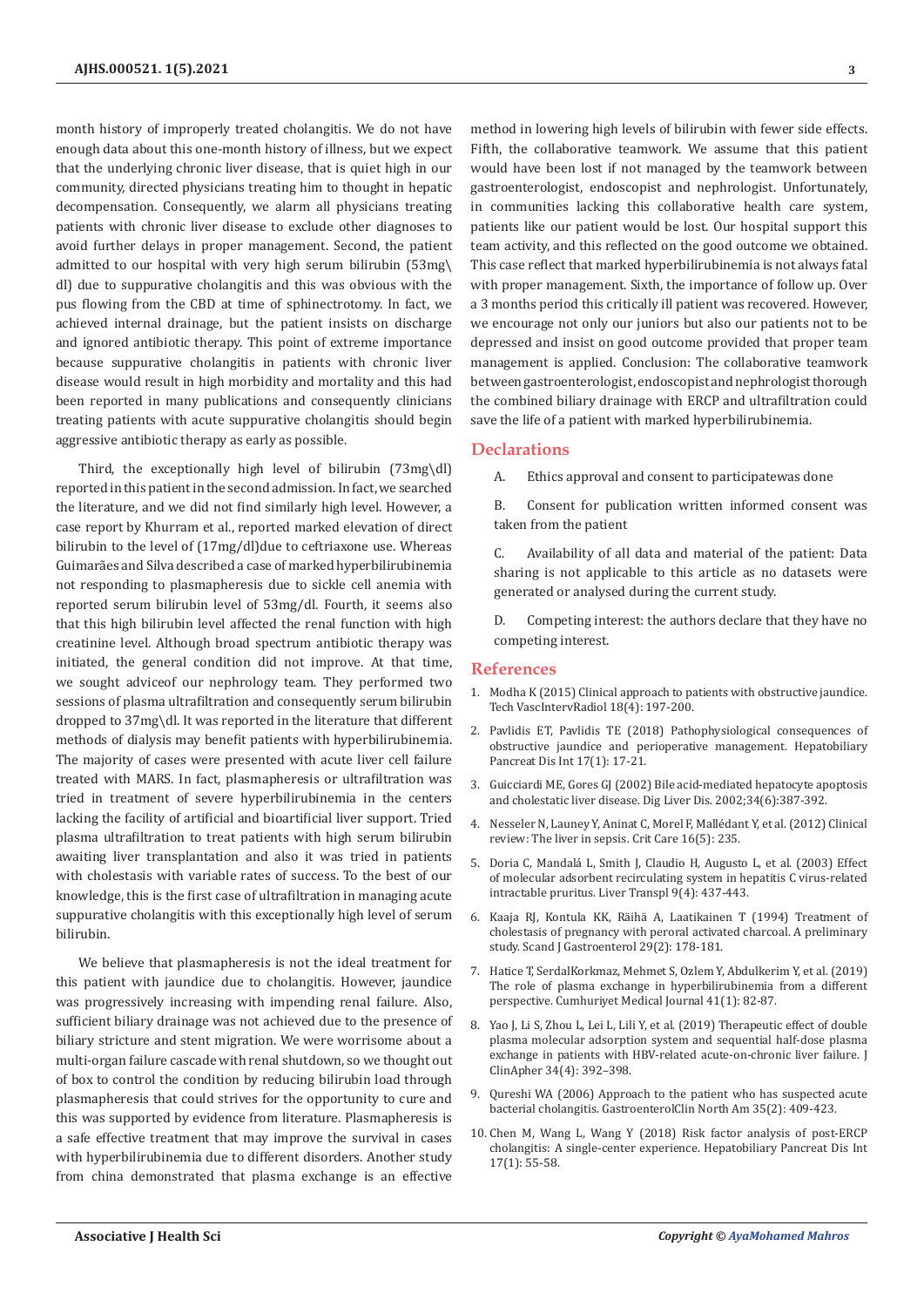month history of improperly treated cholangitis. We do not have enough data about this one-month history of illness, but we expect that the underlying chronic liver disease, that is quiet high in our community, directed physicians treating him to thought in hepatic decompensation. Consequently, we alarm all physicians treating patients with chronic liver disease to exclude other diagnoses to avoid further delays in proper management. Second, the patient admitted to our hospital with very high serum bilirubin (53mg\dl) due to suppurative cholangitis and this was obvious with the pus flowing from the CBD at time of sphinectrotomy. In fact, we achieved internal drainage, but the patient insists on discharge and ignored antibiotic therapy. This point of extreme importance because suppurative cholangitis in patients with chronic liver disease would result in high morbidity and mortality and this had been reported in many publications and consequently clinicians treating patients with acute suppurative cholangitis should begin aggressive antibiotic therapy as early as possible.

Third, the exceptionally high level of bilirubin (73mg\dl) reported in this patient in the second admission. In fact, we searched the literature, and we did not find similarly high level. However, a case report by Khurram et al., reported marked elevation of direct bilirubin to the level of (17mg/dl)due to ceftriaxone use. Whereas Guimarães and Silva described a case of marked hyperbilirubinemia not responding to plasmapheresis due to sickle cell anemia with reported serum bilirubin level of 53mg/dl. Fourth, it seems also that this high bilirubin level affected the renal function with high creatinine level. Although broad spectrum antibiotic therapy was initiated, the general condition did not improve. At that time, we sought adviceof our nephrology team. They performed two sessions of plasma ultrafiltration and consequently serum bilirubin dropped to 37mg\dl. It was reported in the literature that different methods of dialysis may benefit patients with hyperbilirubinemia. The majority of cases were presented with acute liver cell failure treated with MARS. In fact, plasmapheresis or ultrafiltration was tried in treatment of severe hyperbilirubinemia in the centers lacking the facility of artificial and bioartificial liver support. Tried plasma ultrafiltration to treat patients with high serum bilirubin awaiting liver transplantation and also it was tried in patients with cholestasis with variable rates of success. To the best of our knowledge, this is the first case of ultrafiltration in managing acute suppurative cholangitis with this exceptionally high level of serum bilirubin.

We believe that plasmapheresis is not the ideal treatment for this patient with jaundice due to cholangitis. However, jaundice was progressively increasing with impending renal failure. Also, sufficient biliary drainage was not achieved due to the presence of biliary stricture and stent migration. We were worrisome about a multi-organ failure cascade with renal shutdown, so we thought out of box to control the condition by reducing bilirubin load through plasmapheresis that could strives for the opportunity to cure and this was supported by evidence from literature. Plasmapheresis is a safe effective treatment that may improve the survival in cases with hyperbilirubinemia due to different disorders. Another study from china demonstrated that plasma exchange is an effective method in lowering high levels of bilirubin with fewer side effects. Fifth, the collaborative teamwork. We assume that this patient would have been lost if not managed by the teamwork between gastroenterologist, endoscopist and nephrologist. Unfortunately, in communities lacking this collaborative health care system, patients like our patient would be lost. Our hospital support this team activity, and this reflected on the good outcome we obtained. This case reflect that marked hyperbilirubinemia is not always fatal with proper management. Sixth, the importance of follow up. Over a 3 months period this critically ill patient was recovered. However, we encourage not only our juniors but also our patients not to be depressed and insist on good outcome provided that proper team management is applied. Conclusion: The collaborative teamwork between gastroenterologist, endoscopist and nephrologist thorough the combined biliary drainage with ERCP and ultrafiltration could save the life of a patient with marked hyperbilirubinemia.

## Declarations

A. Ethics approval and consent to participatewas done

B. Consent for publication written informed consent was taken from the patient

C. Availability of all data and material of the patient: Data sharing is not applicable to this article as no datasets were generated or analysed during the current study.

D. Competing interest: the authors declare that they have no competing interest.

## References

1. Modha K (2015) Clinical approach to patients with obstructive jaundice. Tech VascIntervRadiol 18(4): 197-200.
2. Pavlidis ET, Pavlidis TE (2018) Pathophysiological consequences of obstructive jaundice and perioperative management. Hepatobiliary Pancreat Dis Int 17(1): 17-21.
3. Guicciardi ME, Gores GJ (2002) Bile acid-mediated hepatocyte apoptosis and cholestatic liver disease. Dig Liver Dis. 2002;34(6):387-392.
4. Nesseler N, Launey Y, Aninat C, Morel F, Mallédant Y, et al. (2012) Clinical review: The liver in sepsis. Crit Care 16(5): 235.
5. Doria C, Mandalá L, Smith J, Claudio H, Augusto L, et al. (2003) Effect of molecular adsorbent recirculating system in hepatitis C virus-related intractable pruritus. Liver Transpl 9(4): 437-443.
6. Kaaja RJ, Kontula KK, Räihä A, Laatikainen T (1994) Treatment of cholestasis of pregnancy with peroral activated charcoal. A preliminary study. Scand J Gastroenterol 29(2): 178-181.
7. Hatice T, SerdalKorkmaz, Mehmet S, Ozlem Y, Abdulkerim Y, et al. (2019) The role of plasma exchange in hyperbilirubinemia from a different perspective. Cumhuriyet Medical Journal 41(1): 82-87.
8. Yao J, Li S, Zhou L, Lei L, Lili Y, et al. (2019) Therapeutic effect of double plasma molecular adsorption system and sequential half-dose plasma exchange in patients with HBV-related acute-on-chronic liver failure. J ClinApher 34(4): 392–398.
9. Qureshi WA (2006) Approach to the patient who has suspected acute bacterial cholangitis. GastroenterolClin North Am 35(2): 409-423.
10. Chen M, Wang L, Wang Y (2018) Risk factor analysis of post-ERCP cholangitis: A single-center experience. Hepatobiliary Pancreat Dis Int 17(1): 55-58.